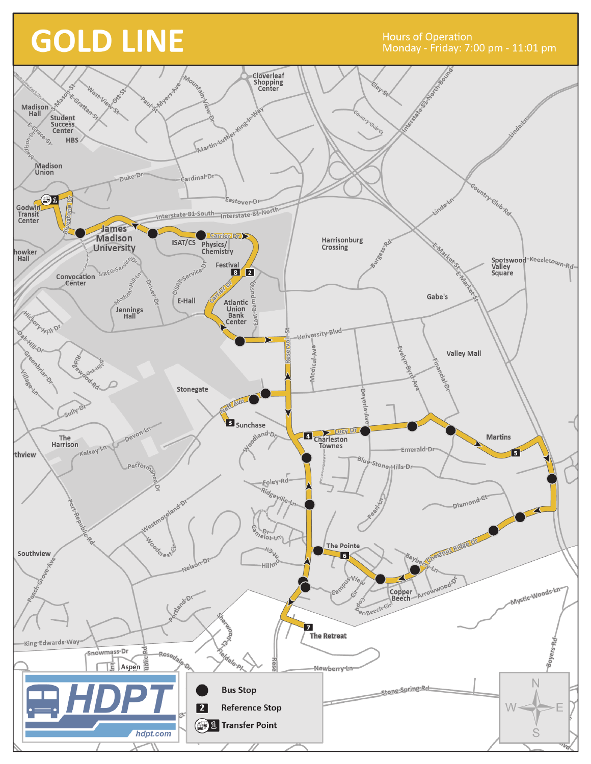# GOLD LINE

Hours of Operation
Monday - Friday: 7:00 pm - 11:01 pm

Reference Stops:

1. Godwin Transit Center (Transfer Point)
2. Festival
3. Sunchase
4. Charleston Townes
5. Martins
6. The Pointe
7. The Retreat
8. Festival

Legend:

- Bus Stop
- Reference Stop
- Transfer Point

HDPT
hdpt.com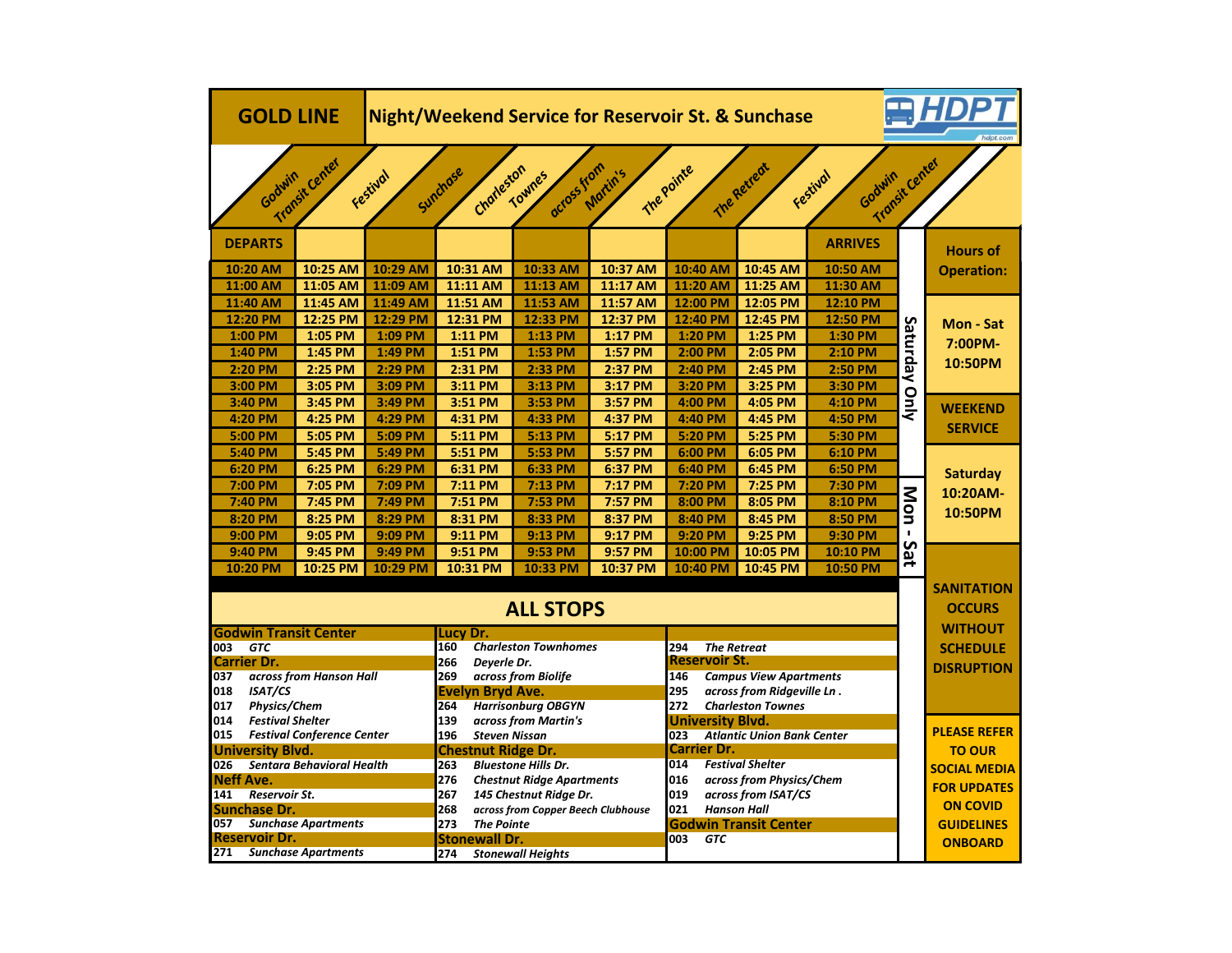# GOLD LINE

## Night/Weekend Service for Reservoir St. & Sunchase

HDPT

| Godwin Transit Center | Festival | Sunchase | Charleston Townes | across from Martin's | The Pointe | The Retreat | Festival | Godwin Transit Center |
|---|---|---|---|---|---|---|---|---|
| DEPARTS | | | | | | | | ARRIVES |
| 10:20 AM | 10:25 AM | 10:29 AM | 10:31 AM | 10:33 AM | 10:37 AM | 10:40 AM | 10:45 AM | 10:50 AM |
| 11:00 AM | 11:05 AM | 11:09 AM | 11:11 AM | 11:13 AM | 11:17 AM | 11:20 AM | 11:25 AM | 11:30 AM |
| 11:40 AM | 11:45 AM | 11:49 AM | 11:51 AM | 11:53 AM | 11:57 AM | 12:00 PM | 12:05 PM | 12:10 PM |
| 12:20 PM | 12:25 PM | 12:29 PM | 12:31 PM | 12:33 PM | 12:37 PM | 12:40 PM | 12:45 PM | 12:50 PM |
| 1:00 PM | 1:05 PM | 1:09 PM | 1:11 PM | 1:13 PM | 1:17 PM | 1:20 PM | 1:25 PM | 1:30 PM |
| 1:40 PM | 1:45 PM | 1:49 PM | 1:51 PM | 1:53 PM | 1:57 PM | 2:00 PM | 2:05 PM | 2:10 PM |
| 2:20 PM | 2:25 PM | 2:29 PM | 2:31 PM | 2:33 PM | 2:37 PM | 2:40 PM | 2:45 PM | 2:50 PM |
| 3:00 PM | 3:05 PM | 3:09 PM | 3:11 PM | 3:13 PM | 3:17 PM | 3:20 PM | 3:25 PM | 3:30 PM |
| 3:40 PM | 3:45 PM | 3:49 PM | 3:51 PM | 3:53 PM | 3:57 PM | 4:00 PM | 4:05 PM | 4:10 PM |
| 4:20 PM | 4:25 PM | 4:29 PM | 4:31 PM | 4:33 PM | 4:37 PM | 4:40 PM | 4:45 PM | 4:50 PM |
| 5:00 PM | 5:05 PM | 5:09 PM | 5:11 PM | 5:13 PM | 5:17 PM | 5:20 PM | 5:25 PM | 5:30 PM |
| 5:40 PM | 5:45 PM | 5:49 PM | 5:51 PM | 5:53 PM | 5:57 PM | 6:00 PM | 6:05 PM | 6:10 PM |
| 6:20 PM | 6:25 PM | 6:29 PM | 6:31 PM | 6:33 PM | 6:37 PM | 6:40 PM | 6:45 PM | 6:50 PM |
| 7:00 PM | 7:05 PM | 7:09 PM | 7:11 PM | 7:13 PM | 7:17 PM | 7:20 PM | 7:25 PM | 7:30 PM |
| 7:40 PM | 7:45 PM | 7:49 PM | 7:51 PM | 7:53 PM | 7:57 PM | 8:00 PM | 8:05 PM | 8:10 PM |
| 8:20 PM | 8:25 PM | 8:29 PM | 8:31 PM | 8:33 PM | 8:37 PM | 8:40 PM | 8:45 PM | 8:50 PM |
| 9:00 PM | 9:05 PM | 9:09 PM | 9:11 PM | 9:13 PM | 9:17 PM | 9:20 PM | 9:25 PM | 9:30 PM |
| 9:40 PM | 9:45 PM | 9:49 PM | 9:51 PM | 9:53 PM | 9:57 PM | 10:00 PM | 10:05 PM | 10:10 PM |
| 10:20 PM | 10:25 PM | 10:29 PM | 10:31 PM | 10:33 PM | 10:37 PM | 10:40 PM | 10:45 PM | 10:50 PM |

Saturday Only: 10:20 AM – 6:50 PM departures
Mon - Sat: 7:00 PM – 10:50 PM departures

**Hours of Operation:**

**Mon - Sat 7:00PM-10:50PM**

**WEEKEND SERVICE**

**Saturday 10:20AM-10:50PM**

**SANITATION OCCURS WITHOUT SCHEDULE DISRUPTION**

**PLEASE REFER TO OUR SOCIAL MEDIA FOR UPDATES ON COVID GUIDELINES ONBOARD**

## ALL STOPS

**Godwin Transit Center**
- 003 *GTC*

**Carrier Dr.**
- 037 *across from Hanson Hall*
- 018 *ISAT/CS*
- 017 *Physics/Chem*
- 014 *Festival Shelter*
- 015 *Festival Conference Center*

**University Blvd.**
- 026 *Sentara Behavioral Health*

**Neff Ave.**
- 141 *Reservoir St.*

**Sunchase Dr.**
- 057 *Sunchase Apartments*

**Reservoir Dr.**
- 271 *Sunchase Apartments*

**Lucy Dr.**
- 160 *Charleston Townhomes*
- 266 *Deyerle Dr.*
- 269 *across from Biolife*

**Evelyn Bryd Ave.**
- 264 *Harrisonburg OBGYN*
- 139 *across from Martin's*
- 196 *Steven Nissan*

**Chestnut Ridge Dr.**
- 263 *Bluestone Hills Dr.*
- 276 *Chestnut Ridge Apartments*
- 267 *145 Chestnut Ridge Dr.*
- 268 *across from Copper Beech Clubhouse*
- 273 *The Pointe*

**Stonewall Dr.**
- 274 *Stonewall Heights*
- 294 *The Retreat*

**Reservoir St.**
- 146 *Campus View Apartments*
- 295 *across from Ridgeville Ln .*
- 272 *Charleston Townes*

**University Blvd.**
- 023 *Atlantic Union Bank Center*

**Carrier Dr.**
- 014 *Festival Shelter*
- 016 *across from Physics/Chem*
- 019 *across from ISAT/CS*
- 021 *Hanson Hall*

**Godwin Transit Center**
- 003 *GTC*